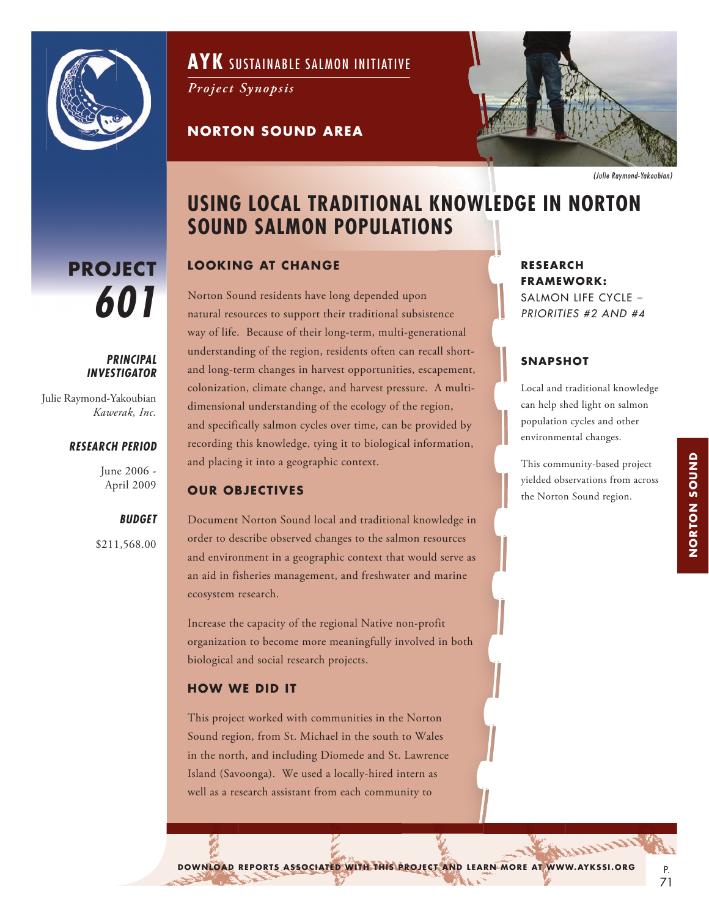**AYK** SUSTAINABLE SALMON INITIATIVE

*Project Synopsis*

**NORTON SOUND AREA**

(Julie Raymond-Yakoubian)

# USING LOCAL TRADITIONAL KNOWLEDGE IN NORTON SOUND SALMON POPULATIONS

**PROJECT 601**

***PRINCIPAL INVESTIGATOR***

Julie Raymond-Yakoubian
*Kawerak, Inc.*

***RESEARCH PERIOD***

June 2006 - April 2009

***BUDGET***

$211,568.00

## LOOKING AT CHANGE

Norton Sound residents have long depended upon natural resources to support their traditional subsistence way of life. Because of their long-term, multi-generational understanding of the region, residents often can recall short- and long-term changes in harvest opportunities, escapement, colonization, climate change, and harvest pressure. A multi-dimensional understanding of the ecology of the region, and specifically salmon cycles over time, can be provided by recording this knowledge, tying it to biological information, and placing it into a geographic context.

## OUR OBJECTIVES

Document Norton Sound local and traditional knowledge in order to describe observed changes to the salmon resources and environment in a geographic context that would serve as an aid in fisheries management, and freshwater and marine ecosystem research.

Increase the capacity of the regional Native non-profit organization to become more meaningfully involved in both biological and social research projects.

## HOW WE DID IT

This project worked with communities in the Norton Sound region, from St. Michael in the south to Wales in the north, and including Diomede and St. Lawrence Island (Savoonga). We used a locally-hired intern as well as a research assistant from each community to

**RESEARCH FRAMEWORK:**
SALMON LIFE CYCLE – *PRIORITIES #2 AND #4*

**SNAPSHOT**

Local and traditional knowledge can help shed light on salmon population cycles and other environmental changes.

This community-based project yielded observations from across the Norton Sound region.

NORTON SOUND

DOWNLOAD REPORTS ASSOCIATED WITH THIS PROJECT AND LEARN MORE AT WWW.AYKSSI.ORG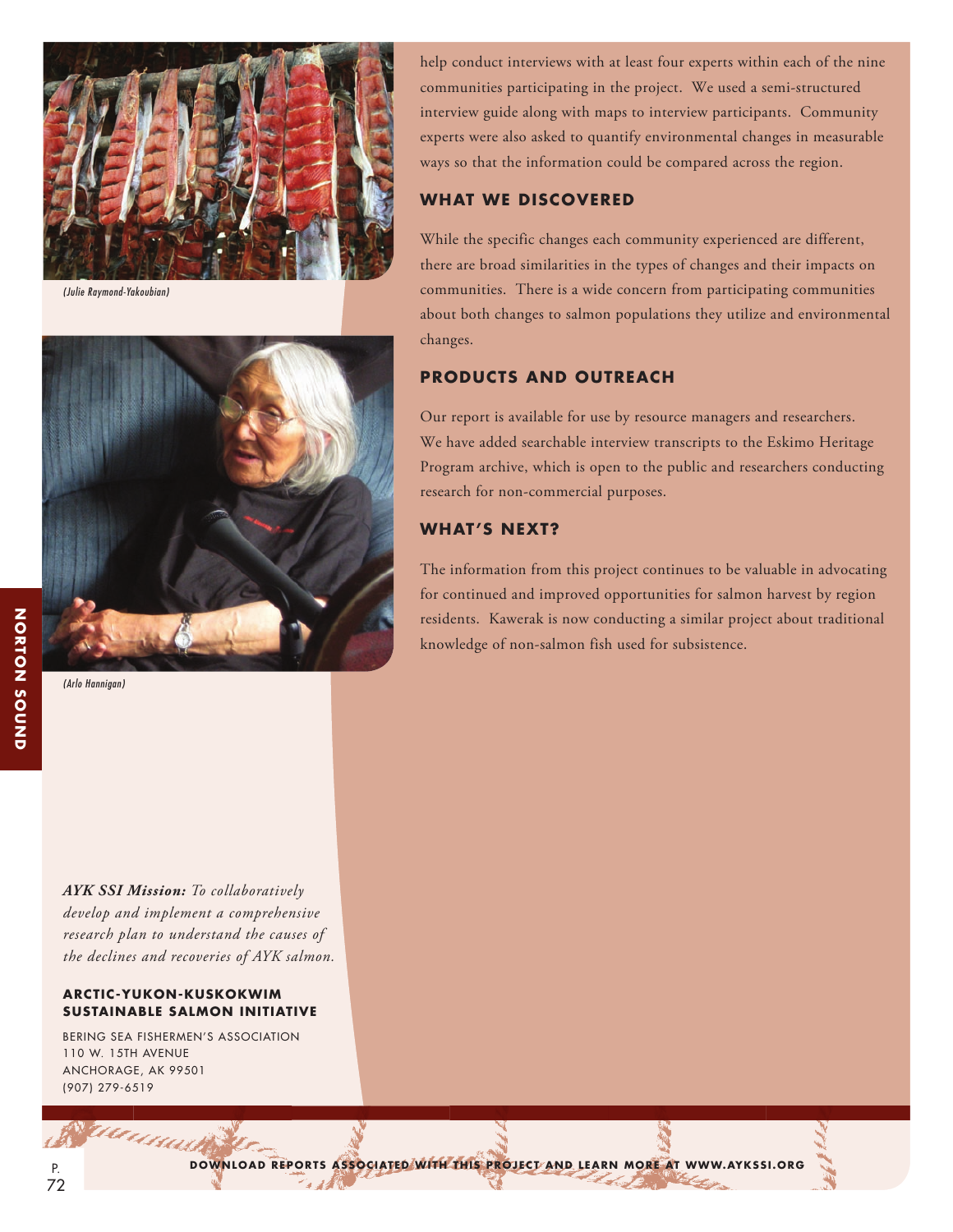help conduct interviews with at least four experts within each of the nine communities participating in the project. We used a semi-structured interview guide along with maps to interview participants. Community experts were also asked to quantify environmental changes in measurable ways so that the information could be compared across the region.

## WHAT WE DISCOVERED

While the specific changes each community experienced are different, there are broad similarities in the types of changes and their impacts on communities. There is a wide concern from participating communities about both changes to salmon populations they utilize and environmental changes.

## PRODUCTS AND OUTREACH

Our report is available for use by resource managers and researchers. We have added searchable interview transcripts to the Eskimo Heritage Program archive, which is open to the public and researchers conducting research for non-commercial purposes.

## WHAT'S NEXT?

The information from this project continues to be valuable in advocating for continued and improved opportunities for salmon harvest by region residents. Kawerak is now conducting a similar project about traditional knowledge of non-salmon fish used for subsistence.

*(Julie Raymond-Yakoubian)*

*(Arlo Hannigan)*

***AYK SSI Mission:*** *To collaboratively develop and implement a comprehensive research plan to understand the causes of the declines and recoveries of AYK salmon.*

**ARCTIC-YUKON-KUSKOKWIM SUSTAINABLE SALMON INITIATIVE**

BERING SEA FISHERMEN'S ASSOCIATION
110 W. 15TH AVENUE
ANCHORAGE, AK 99501
(907) 279-6519

**DOWNLOAD REPORTS ASSOCIATED WITH THIS PROJECT AND LEARN MORE AT WWW.AYKSSI.ORG**